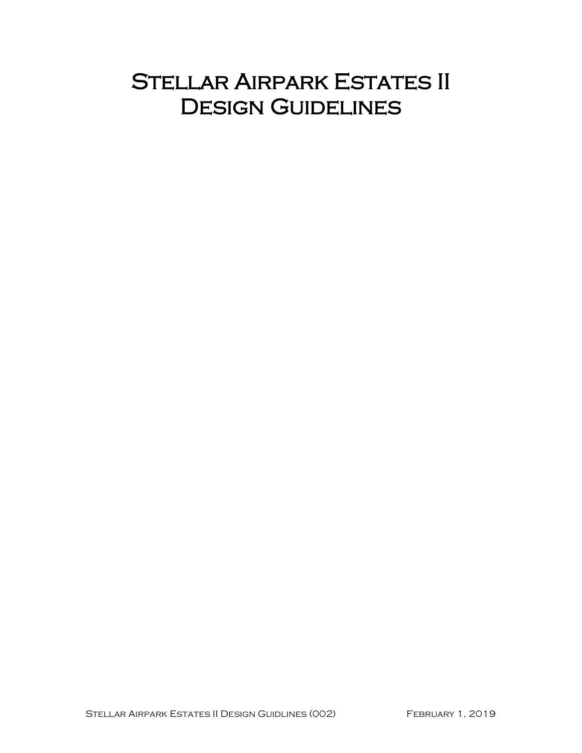# Stellar Airpark Estates II Design Guidelines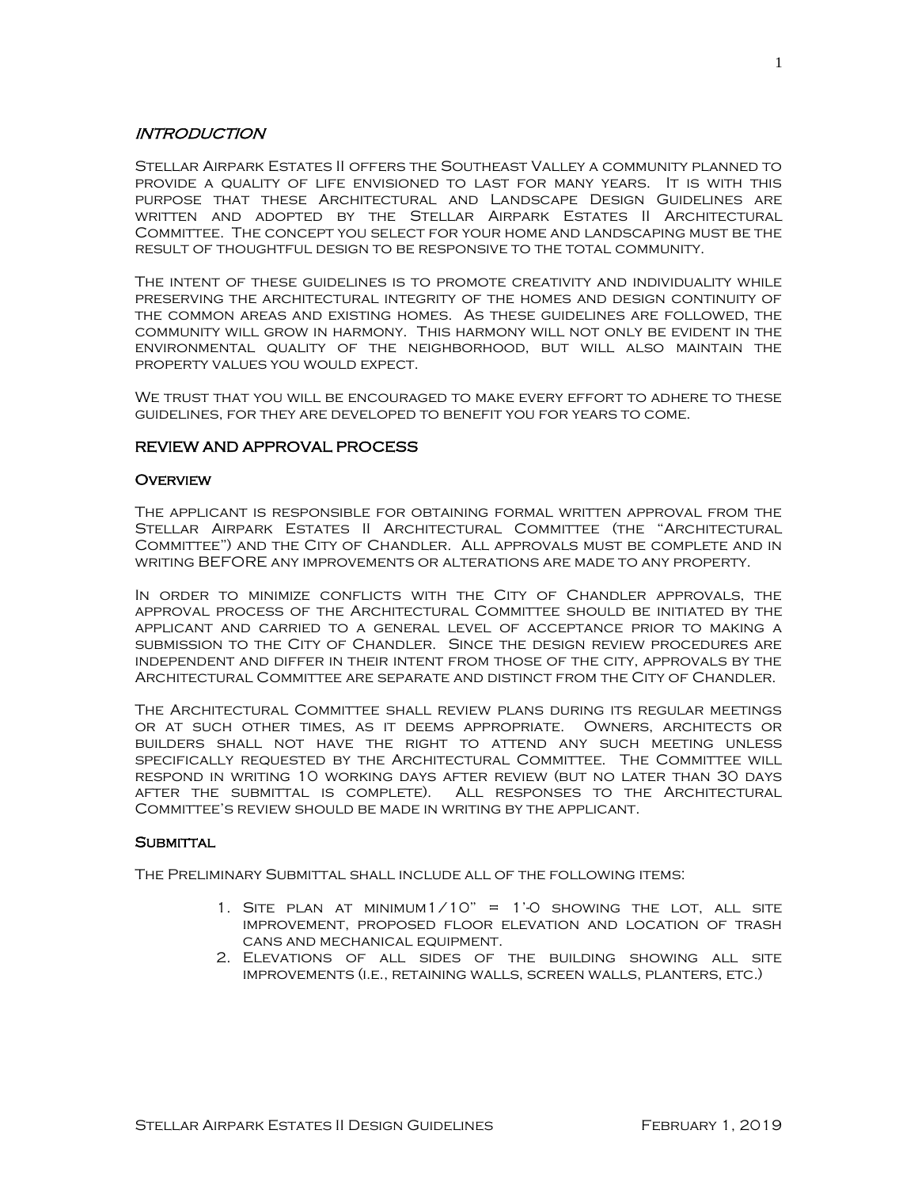## INTRODUCTION

Stellar Airpark Estates II offers the Southeast Valley a community planned to provide a quality of life envisioned to last for many years. It is with this purpose that these Architectural and Landscape Design Guidelines are written and adopted by the Stellar Airpark Estates II Architectural Committee. The concept you select for your home and landscaping must be the result of thoughtful design to be responsive to the total community.

The intent of these guidelines is to promote creativity and individuality while preserving the architectural integrity of the homes and design continuity of the common areas and existing homes. As these guidelines are followed, the community will grow in harmony. This harmony will not only be evident in the environmental quality of the neighborhood, but will also maintain the property values you would expect.

We trust that you will be encouraged to make every effort to adhere to these guidelines, for they are developed to benefit you for years to come.

## REVIEW AND APPROVAL PROCESS

### Overview

The applicant is responsible for obtaining formal written approval from the Stellar Airpark Estates II Architectural Committee (the "Architectural Committee") and the City of Chandler. All approvals must be complete and in writing BEFORE any improvements or alterations are made to any property.

In order to minimize conflicts with the City of Chandler approvals, the approval process of the Architectural Committee should be initiated by the applicant and carried to a general level of acceptance prior to making a submission to the City of Chandler. Since the design review procedures are independent and differ in their intent from those of the city, approvals by the Architectural Committee are separate and distinct from the City of Chandler.

The Architectural Committee shall review plans during its regular meetings or at such other times, as it deems appropriate. Owners, architects or builders shall not have the right to attend any such meeting unless specifically requested by the Architectural Committee. The Committee will respond in writing 10 working days after review (but no later than 30 days after the submittal is complete). All responses to the Architectural Committee's review should be made in writing by the applicant.

### Submittal

The Preliminary Submittal shall include all of the following items:

1. Site plan at minimum1/10" = 1'-0 showing the lot, all site improvement, proposed floor elevation and location of trash cans and mechanical equipment.
2. Elevations of all sides of the building showing all site improvements (i.e., retaining walls, screen walls, planters, etc.)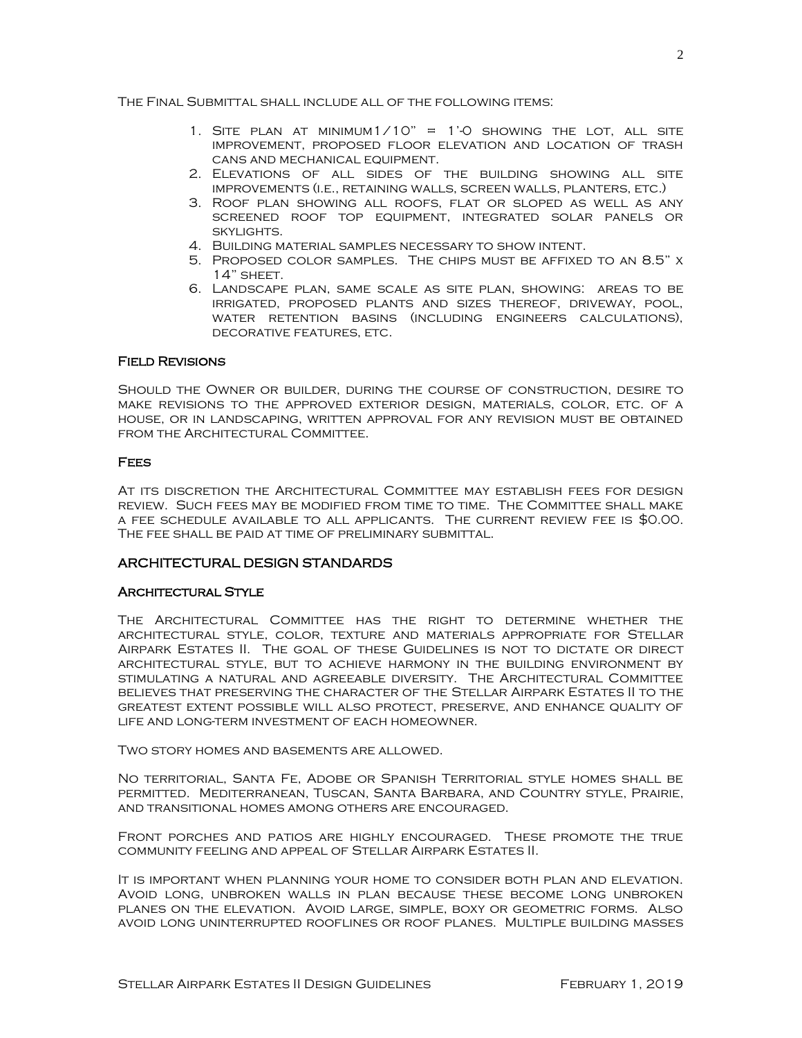The Final Submittal shall include all of the following items:

1. Site plan at minimum1/10" = 1'-0 showing the lot, all site improvement, proposed floor elevation and location of trash cans and mechanical equipment.
2. Elevations of all sides of the building showing all site improvements (i.e., retaining walls, screen walls, planters, etc.)
3. Roof plan showing all roofs, flat or sloped as well as any screened roof top equipment, integrated solar panels or skylights.
4. Building material samples necessary to show intent.
5. Proposed color samples. The chips must be affixed to an 8.5" x 14" sheet.
6. Landscape plan, same scale as site plan, showing: areas to be irrigated, proposed plants and sizes thereof, driveway, pool, water retention basins (including engineers calculations), decorative features, etc.

### Field Revisions

Should the Owner or builder, during the course of construction, desire to make revisions to the approved exterior design, materials, color, etc. of a house, or in landscaping, written approval for any revision must be obtained from the Architectural Committee.

### Fees

At its discretion the Architectural Committee may establish fees for design review. Such fees may be modified from time to time. The Committee shall make a fee schedule available to all applicants. The current review fee is $0.00. The fee shall be paid at time of preliminary submittal.

## ARCHITECTURAL DESIGN STANDARDS

### Architectural Style

The Architectural Committee has the right to determine whether the architectural style, color, texture and materials appropriate for Stellar Airpark Estates II. The goal of these Guidelines is not to dictate or direct architectural style, but to achieve harmony in the building environment by stimulating a natural and agreeable diversity. The Architectural Committee believes that preserving the character of the Stellar Airpark Estates II to the greatest extent possible will also protect, preserve, and enhance quality of life and long-term investment of each homeowner.

Two story homes and basements are allowed.

No territorial, Santa Fe, Adobe or Spanish Territorial style homes shall be permitted. Mediterranean, Tuscan, Santa Barbara, and Country style, Prairie, and transitional homes among others are encouraged.

Front porches and patios are highly encouraged. These promote the true community feeling and appeal of Stellar Airpark Estates II.

It is important when planning your home to consider both plan and elevation. Avoid long, unbroken walls in plan because these become long unbroken planes on the elevation. Avoid large, simple, boxy or geometric forms. Also avoid long uninterrupted rooflines or roof planes. Multiple building masses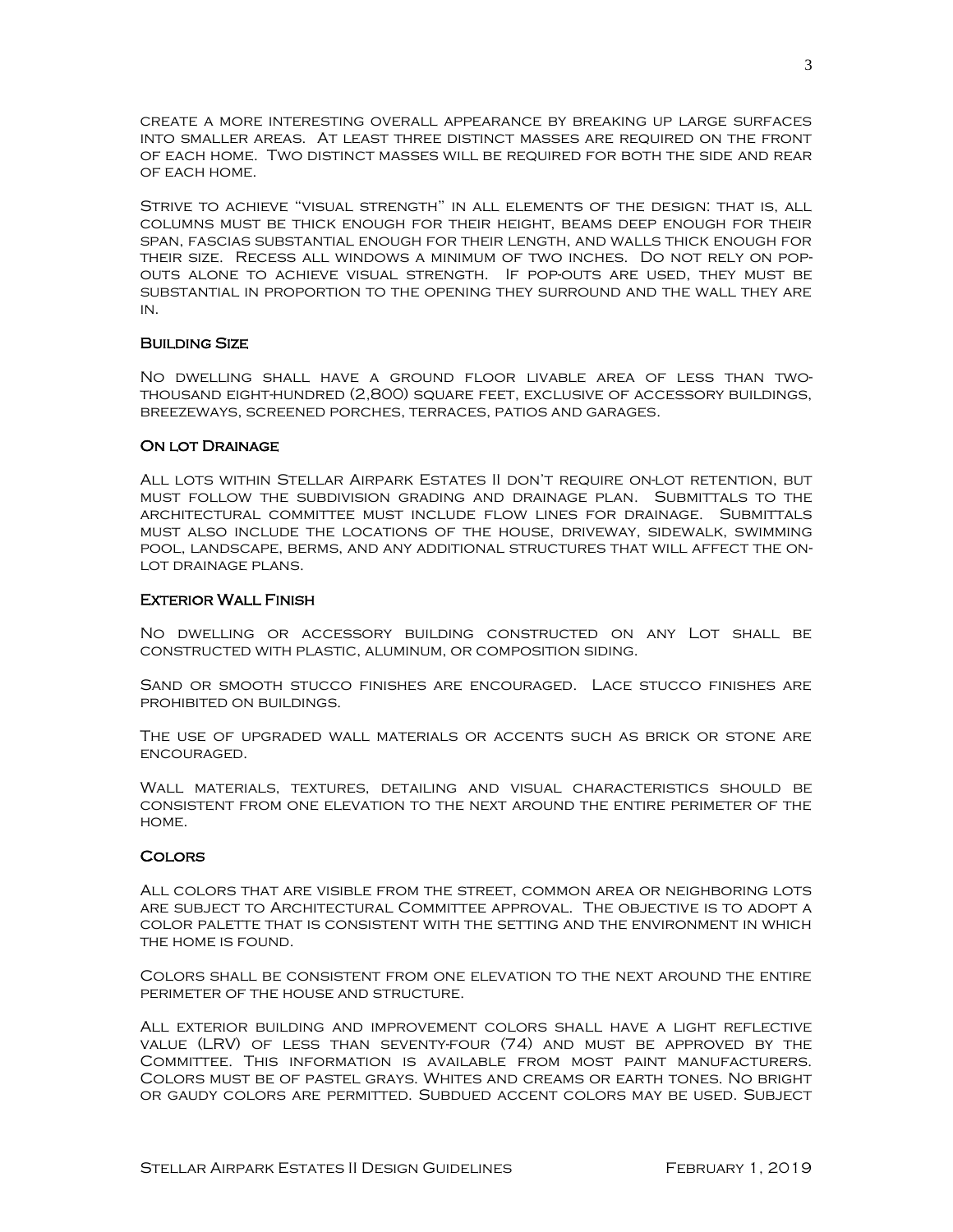create a more interesting overall appearance by breaking up large surfaces into smaller areas. At least three distinct masses are required on the front of each home. Two distinct masses will be required for both the side and rear of each home.

Strive to achieve "visual strength" in all elements of the design: that is, all columns must be thick enough for their height, beams deep enough for their span, fascias substantial enough for their length, and walls thick enough for their size. Recess all windows a minimum of two inches. Do not rely on pop-outs alone to achieve visual strength. If pop-outs are used, they must be substantial in proportion to the opening they surround and the wall they are in.

### Building Size

No dwelling shall have a ground floor livable area of less than two-thousand eight-hundred (2,800) square feet, exclusive of accessory buildings, breezeways, screened porches, terraces, patios and garages.

### On lot Drainage

All lots within Stellar Airpark Estates II don't require on-lot retention, but must follow the subdivision grading and drainage plan. Submittals to the architectural committee must include flow lines for drainage. Submittals must also include the locations of the house, driveway, sidewalk, swimming pool, landscape, berms, and any additional structures that will affect the on-lot drainage plans.

### Exterior Wall Finish

No dwelling or accessory building constructed on any Lot shall be constructed with plastic, aluminum, or composition siding.

Sand or smooth stucco finishes are encouraged. Lace stucco finishes are prohibited on buildings.

The use of upgraded wall materials or accents such as brick or stone are encouraged.

Wall materials, textures, detailing and visual characteristics should be consistent from one elevation to the next around the entire perimeter of the home.

### Colors

All colors that are visible from the street, common area or neighboring lots are subject to Architectural Committee approval. The objective is to adopt a color palette that is consistent with the setting and the environment in which the home is found.

Colors shall be consistent from one elevation to the next around the entire perimeter of the house and structure.

All exterior building and improvement colors shall have a light reflective value (LRV) of less than seventy-four (74) and must be approved by the Committee. This information is available from most paint manufacturers. Colors must be of pastel grays. Whites and creams or earth tones. No bright or gaudy colors are permitted. Subdued accent colors may be used. Subject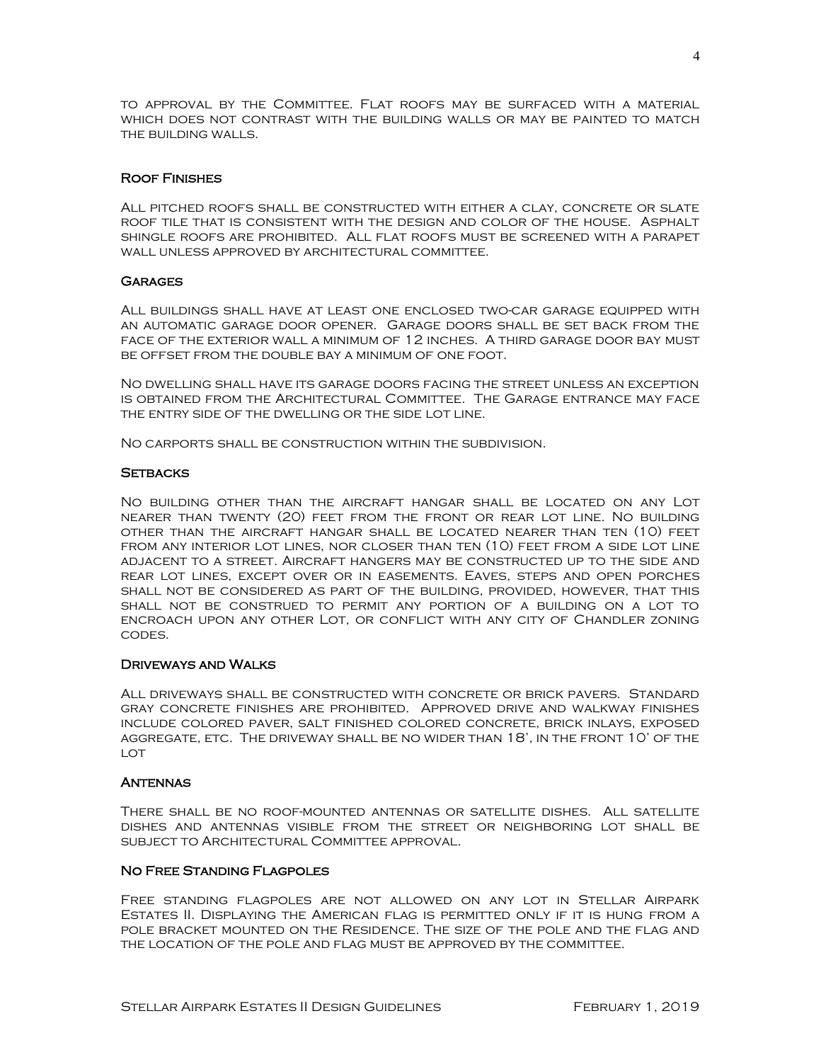to approval by the Committee. Flat roofs may be surfaced with a material which does not contrast with the building walls or may be painted to match the building walls.

### Roof Finishes

All pitched roofs shall be constructed with either a clay, concrete or slate roof tile that is consistent with the design and color of the house. Asphalt shingle roofs are prohibited. All flat roofs must be screened with a parapet wall unless approved by architectural committee.

### Garages

All buildings shall have at least one enclosed two-car garage equipped with an automatic garage door opener. Garage doors shall be set back from the face of the exterior wall a minimum of 12 inches. A third garage door bay must be offset from the double bay a minimum of one foot.

No dwelling shall have its garage doors facing the street unless an exception is obtained from the Architectural Committee. The Garage entrance may face the entry side of the dwelling or the side lot line.

No carports shall be construction within the subdivision.

### Setbacks

No building other than the aircraft hangar shall be located on any Lot nearer than twenty (20) feet from the front or rear lot line. No building other than the aircraft hangar shall be located nearer than ten (10) feet from any interior lot lines, nor closer than ten (10) feet from a side lot line adjacent to a street. Aircraft hangers may be constructed up to the side and rear lot lines, except over or in easements. Eaves, steps and open porches shall not be considered as part of the building, provided, however, that this shall not be construed to permit any portion of a building on a lot to encroach upon any other Lot, or conflict with any city of Chandler zoning codes.

### Driveways and Walks

All driveways shall be constructed with concrete or brick pavers. Standard gray concrete finishes are prohibited. Approved drive and walkway finishes include colored paver, salt finished colored concrete, brick inlays, exposed aggregate, etc. The driveway shall be no wider than 18', in the front 10' of the lot

### Antennas

There shall be no roof-mounted antennas or satellite dishes. All satellite dishes and antennas visible from the street or neighboring lot shall be subject to Architectural Committee approval.

### No Free Standing Flagpoles

Free standing flagpoles are not allowed on any lot in Stellar Airpark Estates II. Displaying the American flag is permitted only if it is hung from a pole bracket mounted on the Residence. The size of the pole and the flag and the location of the pole and flag must be approved by the committee.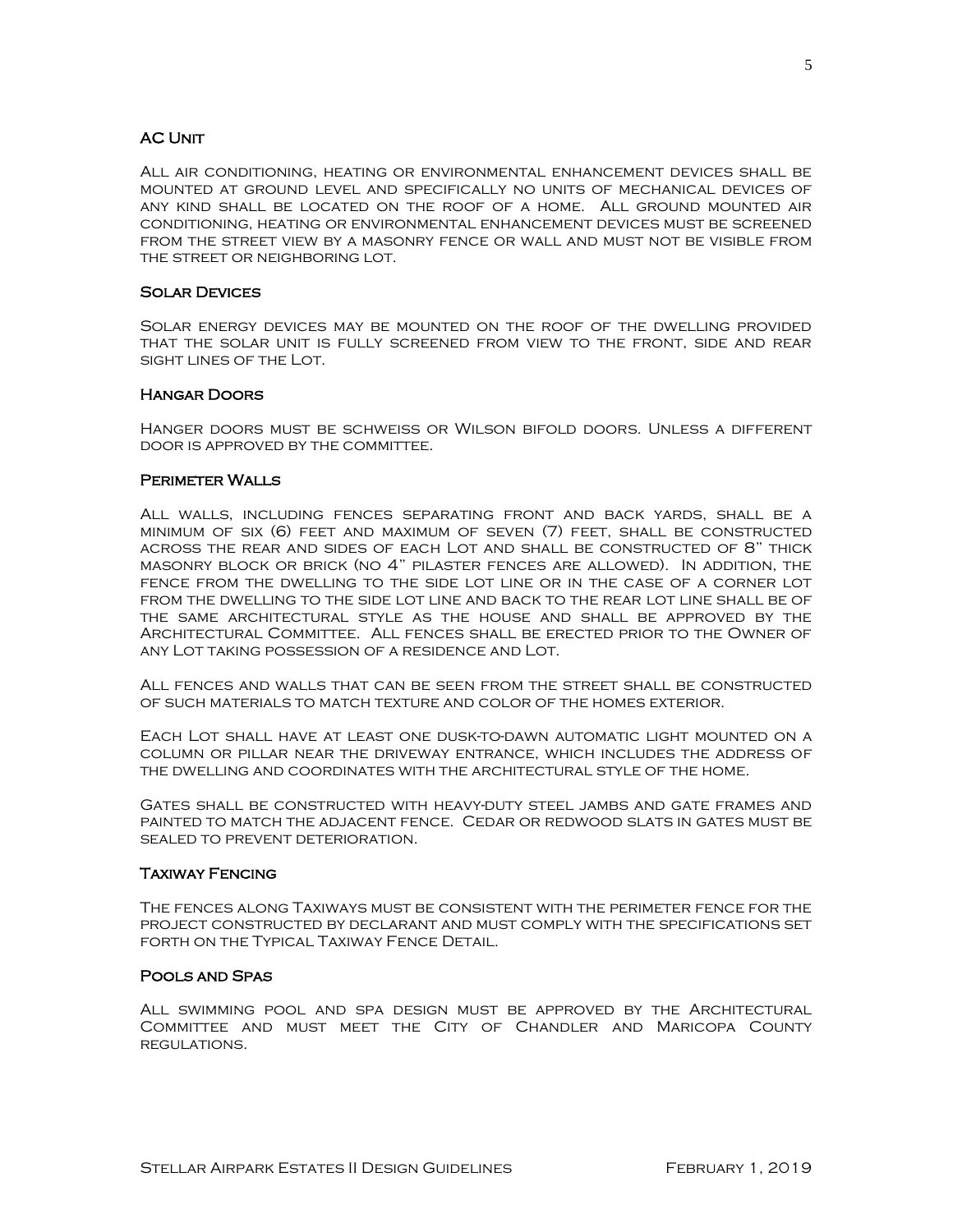## AC Unit

All air conditioning, heating or environmental enhancement devices shall be mounted at ground level and specifically no units of mechanical devices of any kind shall be located on the roof of a home. All ground mounted air conditioning, heating or environmental enhancement devices must be screened from the street view by a masonry fence or wall and must not be visible from the street or neighboring lot.

## Solar Devices

Solar energy devices may be mounted on the roof of the dwelling provided that the solar unit is fully screened from view to the front, side and rear sight lines of the Lot.

## Hangar Doors

Hanger doors must be schweiss or Wilson bifold doors. Unless a different door is approved by the committee.

## Perimeter Walls

All walls, including fences separating front and back yards, shall be a minimum of six (6) feet and maximum of seven (7) feet, shall be constructed across the rear and sides of each Lot and shall be constructed of 8" thick masonry block or brick (no 4" pilaster fences are allowed). In addition, the fence from the dwelling to the side lot line or in the case of a corner lot from the dwelling to the side lot line and back to the rear lot line shall be of the same architectural style as the house and shall be approved by the Architectural Committee. All fences shall be erected prior to the Owner of any Lot taking possession of a residence and Lot.

All fences and walls that can be seen from the street shall be constructed of such materials to match texture and color of the homes exterior.

Each Lot shall have at least one dusk-to-dawn automatic light mounted on a column or pillar near the driveway entrance, which includes the address of the dwelling and coordinates with the architectural style of the home.

Gates shall be constructed with heavy-duty steel jambs and gate frames and painted to match the adjacent fence. Cedar or redwood slats in gates must be sealed to prevent deterioration.

## Taxiway Fencing

The fences along Taxiways must be consistent with the perimeter fence for the project constructed by declarant and must comply with the specifications set forth on the Typical Taxiway Fence Detail.

## Pools and Spas

All swimming pool and spa design must be approved by the Architectural Committee and must meet the City of Chandler and Maricopa County regulations.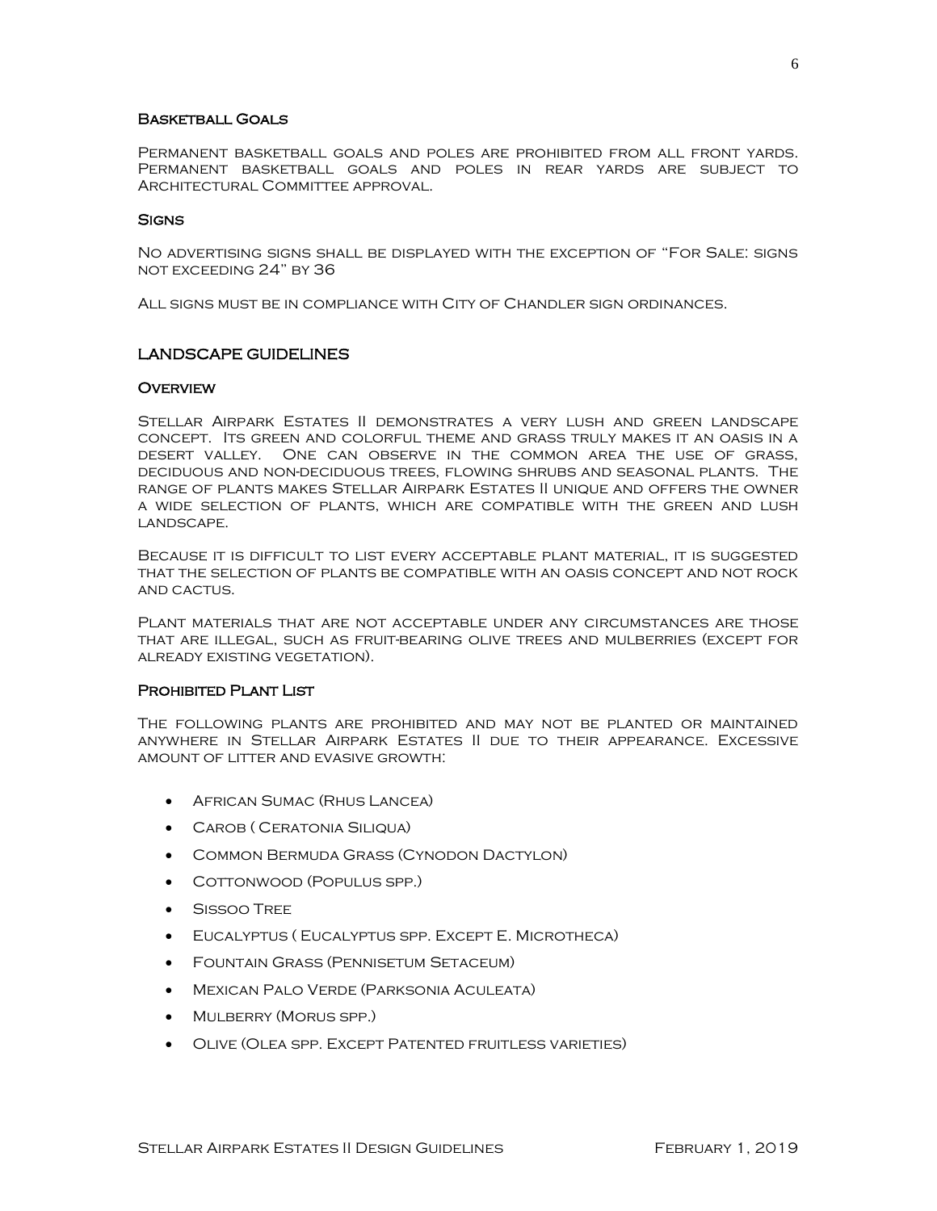### Basketball Goals

Permanent basketball goals and poles are prohibited from all front yards. Permanent basketball goals and poles in rear yards are subject to Architectural Committee approval.

### Signs

No advertising signs shall be displayed with the exception of "For Sale: signs not exceeding 24" by 36

All signs must be in compliance with City of Chandler sign ordinances.

## LANDSCAPE GUIDELINES

### Overview

Stellar Airpark Estates II demonstrates a very lush and green landscape concept. Its green and colorful theme and grass truly makes it an oasis in a desert valley. One can observe in the common area the use of grass, deciduous and non-deciduous trees, flowing shrubs and seasonal plants. The range of plants makes Stellar Airpark Estates II unique and offers the owner a wide selection of plants, which are compatible with the green and lush landscape.

Because it is difficult to list every acceptable plant material, it is suggested that the selection of plants be compatible with an oasis concept and not rock and cactus.

Plant materials that are not acceptable under any circumstances are those that are illegal, such as fruit-bearing olive trees and mulberries (except for already existing vegetation).

### Prohibited Plant List

The following plants are prohibited and may not be planted or maintained anywhere in Stellar Airpark Estates II due to their appearance. Excessive amount of litter and evasive growth:

- African Sumac (Rhus Lancea)
- Carob ( Ceratonia Siliqua)
- Common Bermuda Grass (Cynodon Dactylon)
- Cottonwood (Populus spp.)
- Sissoo Tree
- Eucalyptus ( Eucalyptus spp. Except E. Microtheca)
- Fountain Grass (Pennisetum Setaceum)
- Mexican Palo Verde (Parksonia Aculeata)
- Mulberry (Morus spp.)
- Olive (Olea spp. Except Patented fruitless varieties)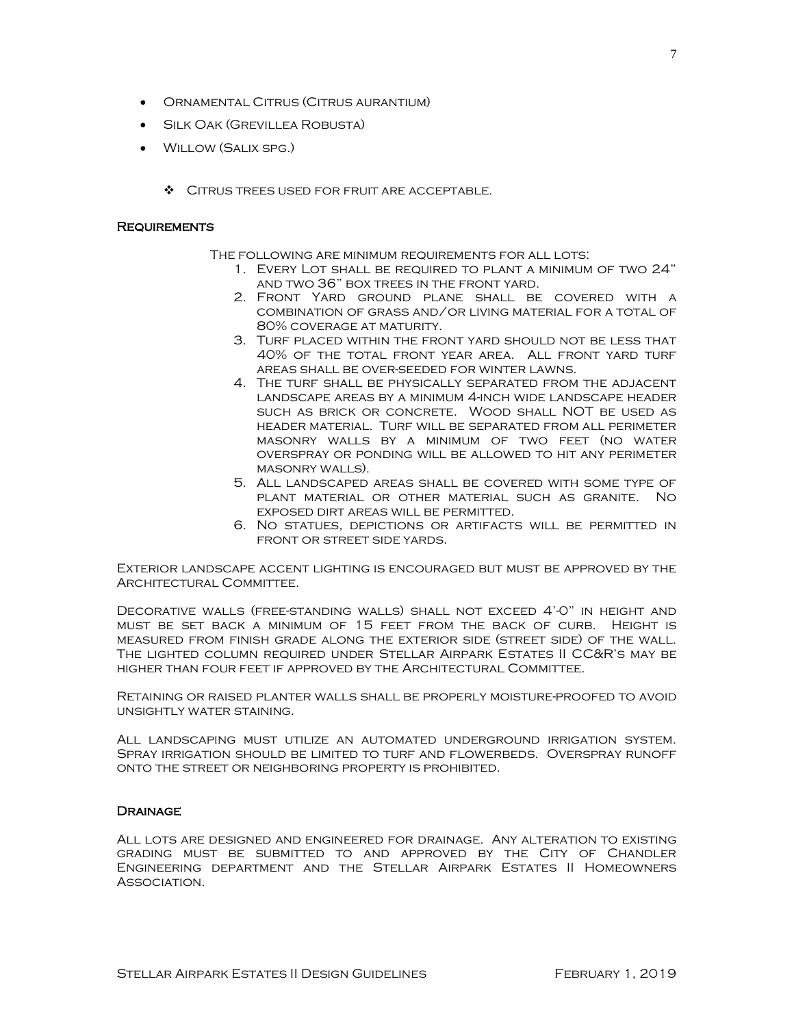- Ornamental Citrus (Citrus aurantium)
- Silk Oak (Grevillea Robusta)
- Willow (Salix spg.)

  - ❖ Citrus trees used for fruit are acceptable.

### Requirements

The following are minimum requirements for all lots:

1. Every Lot shall be required to plant a minimum of two 24" and two 36" box trees in the front yard.
2. Front Yard ground plane shall be covered with a combination of grass and/or living material for a total of 80% coverage at maturity.
3. Turf placed within the front yard should not be less that 40% of the total front year area. All front yard turf areas shall be over-seeded for winter lawns.
4. The turf shall be physically separated from the adjacent landscape areas by a minimum 4-inch wide landscape header such as brick or concrete. Wood shall NOT be used as header material. Turf will be separated from all perimeter masonry walls by a minimum of two feet (no water overspray or ponding will be allowed to hit any perimeter masonry walls).
5. All landscaped areas shall be covered with some type of plant material or other material such as granite. No exposed dirt areas will be permitted.
6. No statues, depictions or artifacts will be permitted in front or street side yards.

Exterior landscape accent lighting is encouraged but must be approved by the Architectural Committee.

Decorative walls (free-standing walls) shall not exceed 4'-0" in height and must be set back a minimum of 15 feet from the back of curb. Height is measured from finish grade along the exterior side (street side) of the wall. The lighted column required under Stellar Airpark Estates II CC&R's may be higher than four feet if approved by the Architectural Committee.

Retaining or raised planter walls shall be properly moisture-proofed to avoid unsightly water staining.

All landscaping must utilize an automated underground irrigation system. Spray irrigation should be limited to turf and flowerbeds. Overspray runoff onto the street or neighboring property is prohibited.

### Drainage

All lots are designed and engineered for drainage. Any alteration to existing grading must be submitted to and approved by the City of Chandler Engineering department and the Stellar Airpark Estates II Homeowners Association.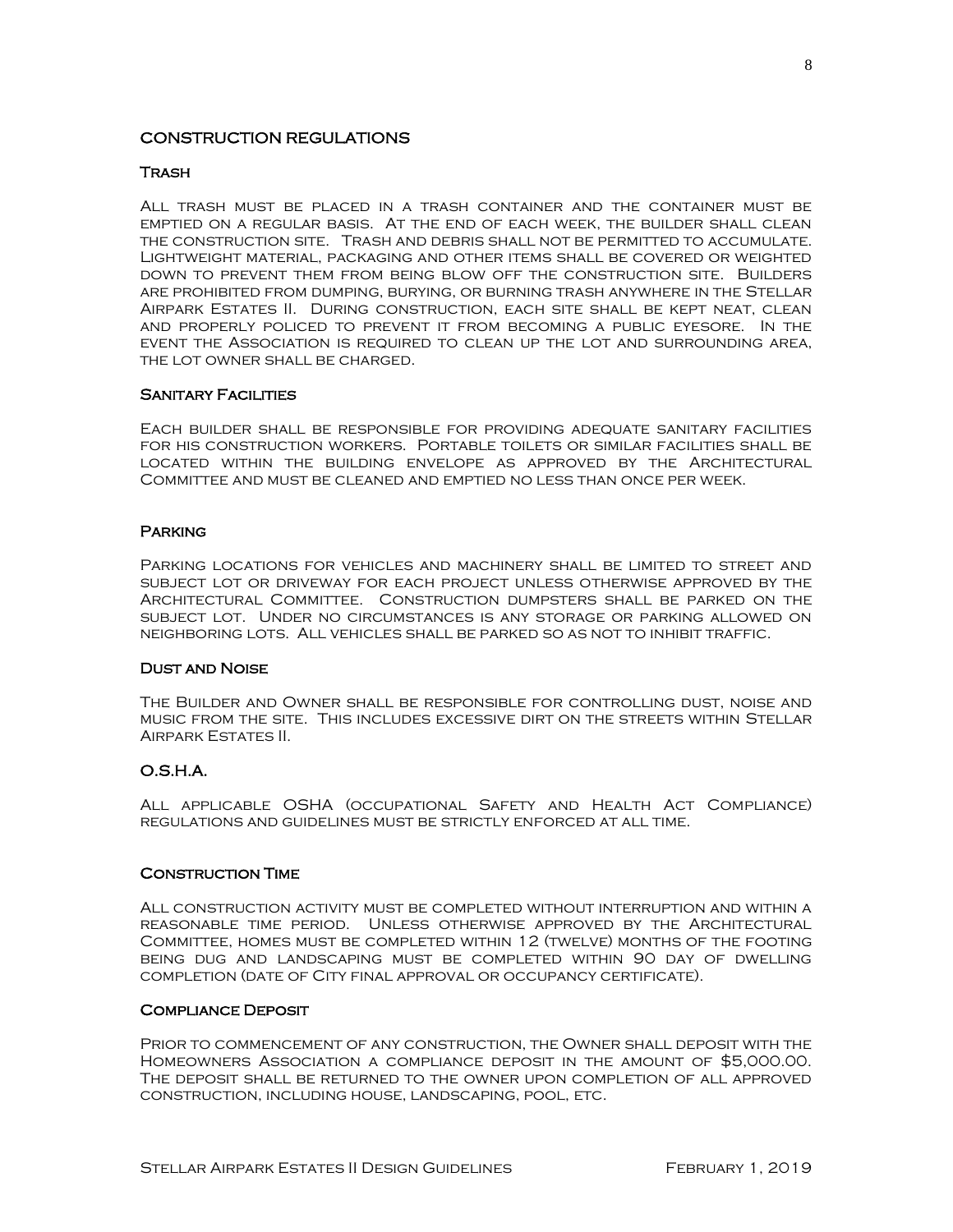## CONSTRUCTION REGULATIONS

### Trash

All trash must be placed in a trash container and the container must be emptied on a regular basis. At the end of each week, the builder shall clean the construction site. Trash and debris shall not be permitted to accumulate. Lightweight material, packaging and other items shall be covered or weighted down to prevent them from being blow off the construction site. Builders are prohibited from dumping, burying, or burning trash anywhere in the Stellar Airpark Estates II. During construction, each site shall be kept neat, clean and properly policed to prevent it from becoming a public eyesore. In the event the Association is required to clean up the lot and surrounding area, the lot owner shall be charged.

### Sanitary Facilities

Each builder shall be responsible for providing adequate sanitary facilities for his construction workers. Portable toilets or similar facilities shall be located within the building envelope as approved by the Architectural Committee and must be cleaned and emptied no less than once per week.

### Parking

Parking locations for vehicles and machinery shall be limited to street and subject lot or driveway for each project unless otherwise approved by the Architectural Committee. Construction dumpsters shall be parked on the subject lot. Under no circumstances is any storage or parking allowed on neighboring lots. All vehicles shall be parked so as not to inhibit traffic.

### Dust and Noise

The Builder and Owner shall be responsible for controlling dust, noise and music from the site. This includes excessive dirt on the streets within Stellar Airpark Estates II.

### O.S.H.A.

All applicable OSHA (occupational Safety and Health Act Compliance) regulations and guidelines must be strictly enforced at all time.

### Construction Time

All construction activity must be completed without interruption and within a reasonable time period. Unless otherwise approved by the Architectural Committee, homes must be completed within 12 (twelve) months of the footing being dug and landscaping must be completed within 90 day of dwelling completion (date of City final approval or occupancy certificate).

### Compliance Deposit

Prior to commencement of any construction, the Owner shall deposit with the Homeowners Association a compliance deposit in the amount of $5,000.00. The deposit shall be returned to the owner upon completion of all approved construction, including house, landscaping, pool, etc.